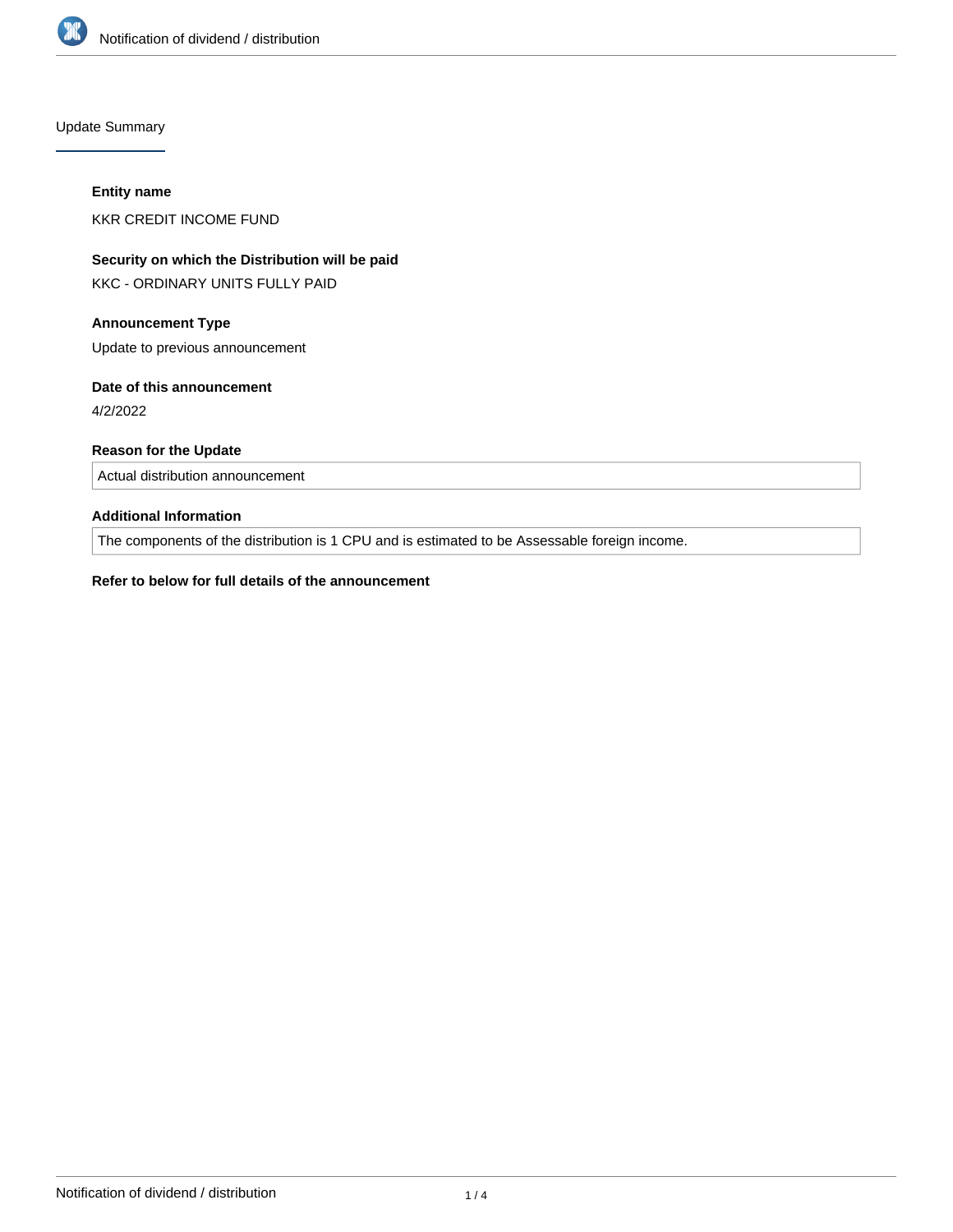## Update Summary

**Entity name**

KKR CREDIT INCOME FUND

**Security on which the Distribution will be paid**

KKC - ORDINARY UNITS FULLY PAID

**Announcement Type**

Update to previous announcement

**Date of this announcement**

4/2/2022

**Reason for the Update**

Actual distribution announcement

**Additional Information**

The components of the distribution is 1 CPU and is estimated to be Assessable foreign income.

**Refer to below for full details of the announcement**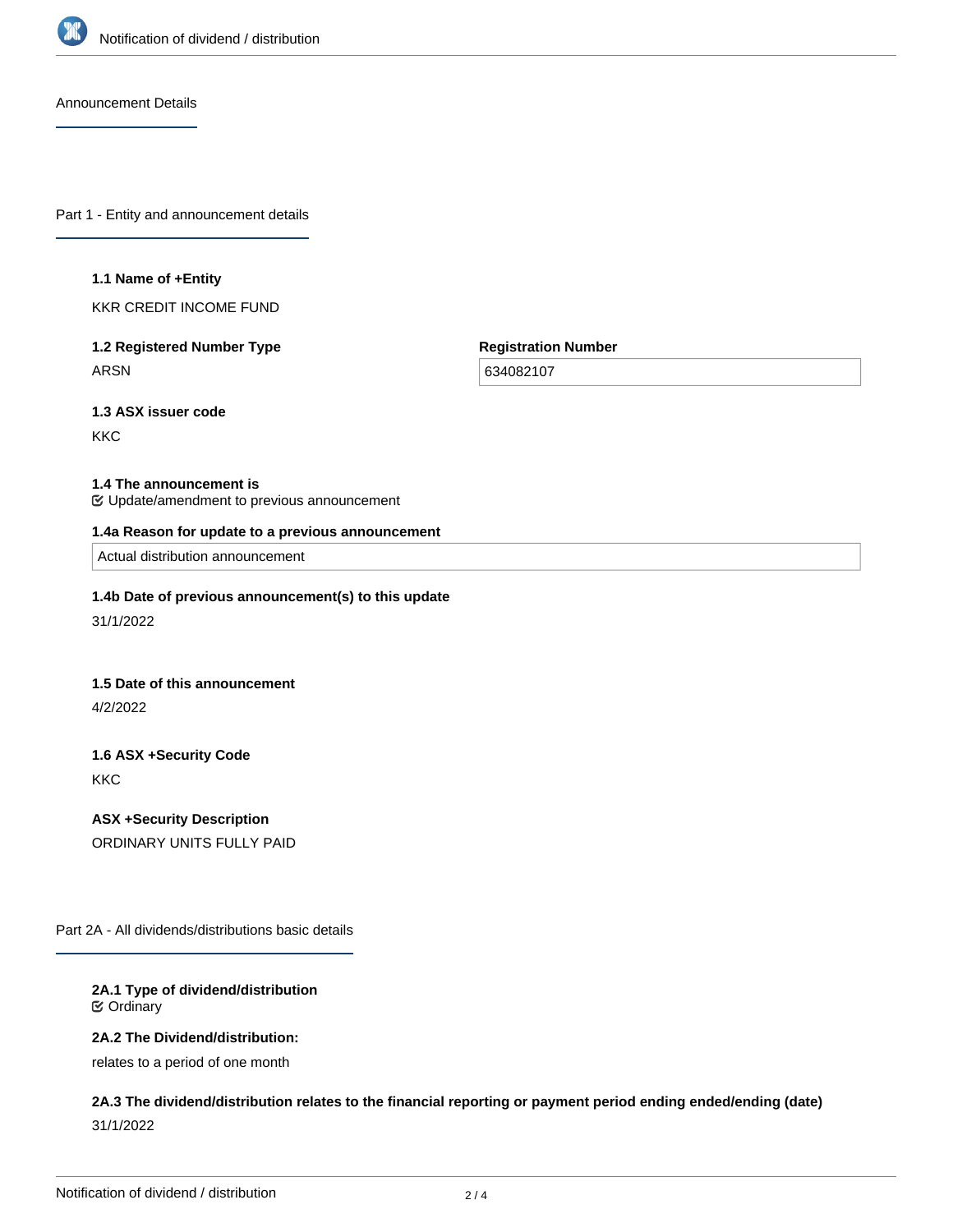Announcement Details

## Part 1 - Entity and announcement details

**1.1 Name of +Entity**

KKR CREDIT INCOME FUND

**1.2 Registered Number Type**

ARSN

**Registration Number**

634082107

**1.3 ASX issuer code**

KKC

**1.4 The announcement is**

☑ Update/amendment to previous announcement

**1.4a Reason for update to a previous announcement**

Actual distribution announcement

**1.4b Date of previous announcement(s) to this update**

31/1/2022

**1.5 Date of this announcement**

4/2/2022

**1.6 ASX +Security Code**

KKC

**ASX +Security Description**

ORDINARY UNITS FULLY PAID

## Part 2A - All dividends/distributions basic details

**2A.1 Type of dividend/distribution**

☑ Ordinary

**2A.2 The Dividend/distribution:**

relates to a period of one month

**2A.3 The dividend/distribution relates to the financial reporting or payment period ending ended/ending (date)**

31/1/2022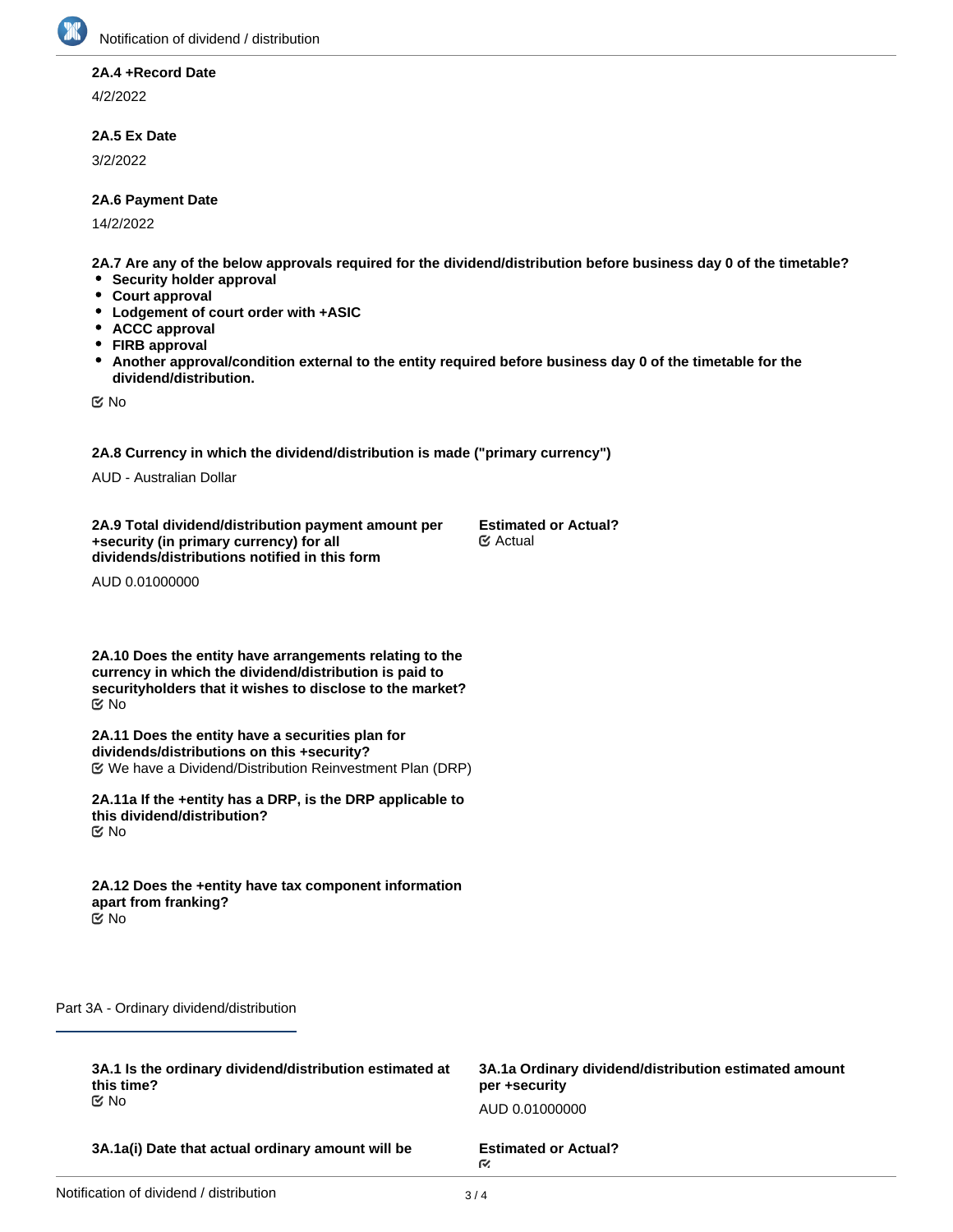**2A.4 +Record Date**

4/2/2022

**2A.5 Ex Date**

3/2/2022

**2A.6 Payment Date**

14/2/2022

**2A.7 Are any of the below approvals required for the dividend/distribution before business day 0 of the timetable?**

- **Security holder approval**
- **Court approval**
- **Lodgement of court order with +ASIC**
- **ACCC approval**
- **FIRB approval**
- **Another approval/condition external to the entity required before business day 0 of the timetable for the dividend/distribution.**

☑ No

**2A.8 Currency in which the dividend/distribution is made ("primary currency")**

AUD - Australian Dollar

**2A.9 Total dividend/distribution payment amount per +security (in primary currency) for all dividends/distributions notified in this form**

AUD 0.01000000

**Estimated or Actual?**
☑ Actual

**2A.10 Does the entity have arrangements relating to the currency in which the dividend/distribution is paid to securityholders that it wishes to disclose to the market?**
☑ No

**2A.11 Does the entity have a securities plan for dividends/distributions on this +security?**
☑ We have a Dividend/Distribution Reinvestment Plan (DRP)

**2A.11a If the +entity has a DRP, is the DRP applicable to this dividend/distribution?**
☑ No

**2A.12 Does the +entity have tax component information apart from franking?**
☑ No

## Part 3A - Ordinary dividend/distribution

**3A.1 Is the ordinary dividend/distribution estimated at this time?**
☑ No

**3A.1a Ordinary dividend/distribution estimated amount per +security**

AUD 0.01000000

**3A.1a(i) Date that actual ordinary amount will be**

**Estimated or Actual?**
☑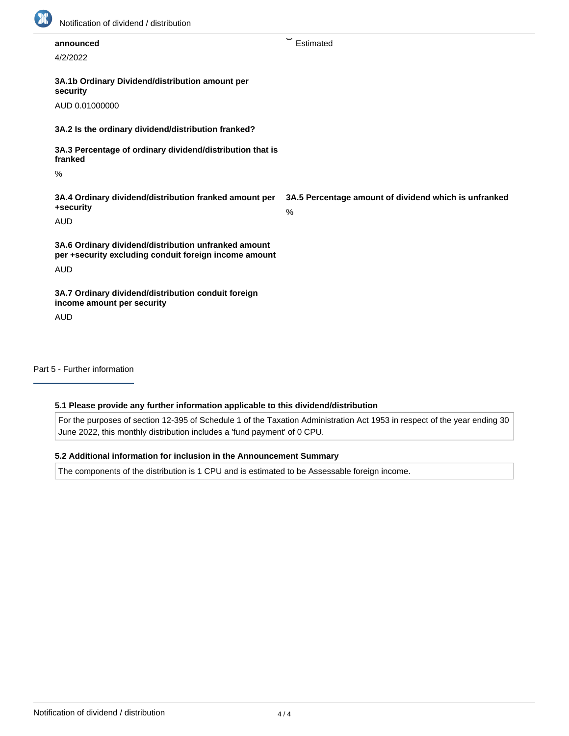**announced**

4/2/2022

Estimated

**3A.1b Ordinary Dividend/distribution amount per security**

AUD 0.01000000

**3A.2 Is the ordinary dividend/distribution franked?**

**3A.3 Percentage of ordinary dividend/distribution that is franked**

%

**3A.4 Ordinary dividend/distribution franked amount per +security**

AUD

**3A.5 Percentage amount of dividend which is unfranked**

%

**3A.6 Ordinary dividend/distribution unfranked amount per +security excluding conduit foreign income amount**

AUD

**3A.7 Ordinary dividend/distribution conduit foreign income amount per security**

AUD

## Part 5 - Further information

**5.1 Please provide any further information applicable to this dividend/distribution**

For the purposes of section 12-395 of Schedule 1 of the Taxation Administration Act 1953 in respect of the year ending 30 June 2022, this monthly distribution includes a 'fund payment' of 0 CPU.

**5.2 Additional information for inclusion in the Announcement Summary**

The components of the distribution is 1 CPU and is estimated to be Assessable foreign income.